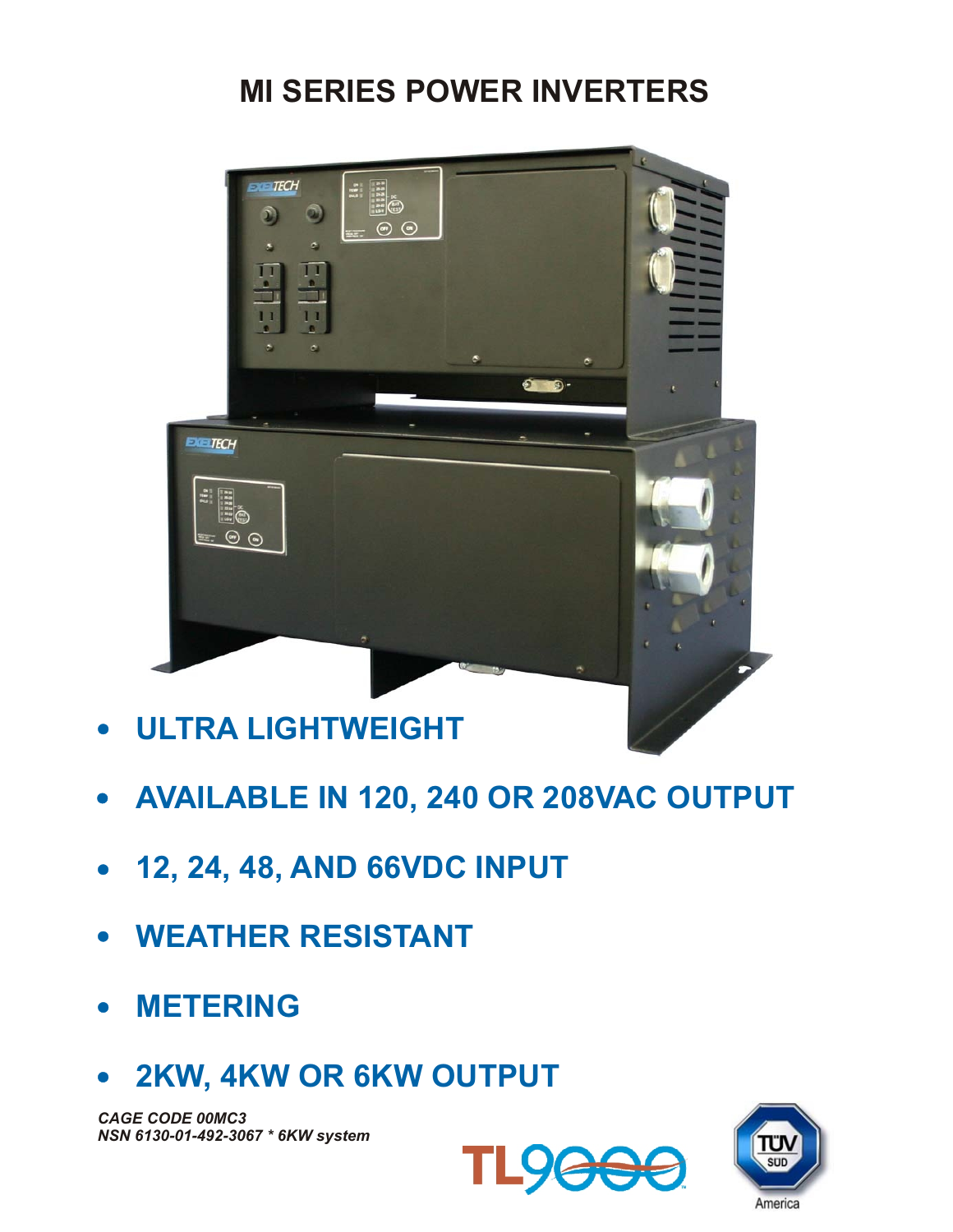# MI SERIES POWER INVERTERS

- **ULTRA LIGHTWEIGHT**
- **AVAILABLE IN 120, 240 OR 208VAC OUTPUT**
- **12, 24, 48, AND 66VDC INPUT**
- **WEATHER RESISTANT**
- **METERING**
- **2KW, 4KW OR 6KW OUTPUT**

***CAGE CODE 00MC3***
***NSN 6130-01-492-3067 * 6KW system***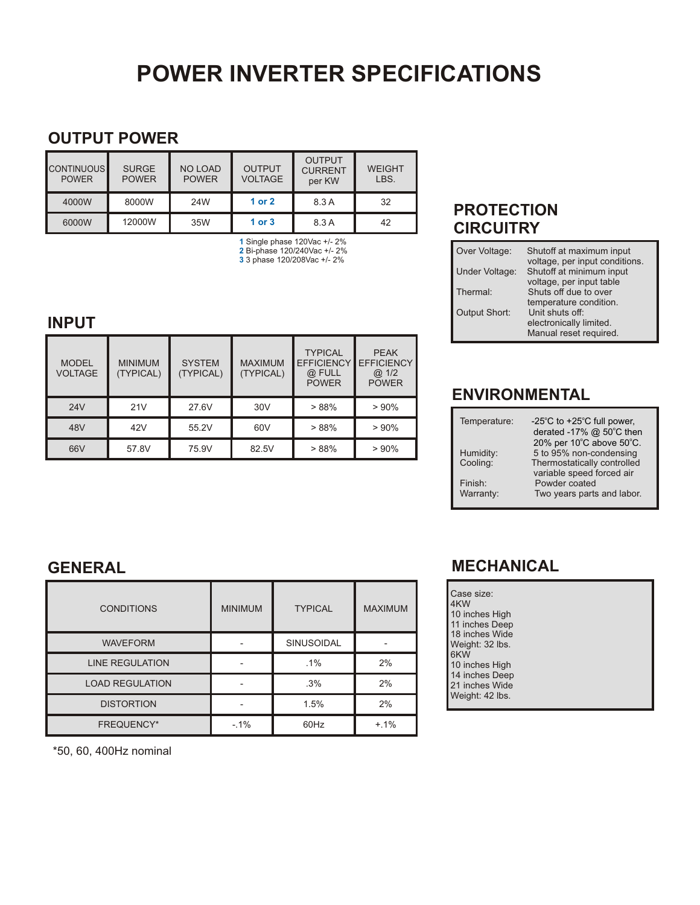# POWER INVERTER SPECIFICATIONS

## OUTPUT POWER

| CONTINUOUS POWER | SURGE POWER | NO LOAD POWER | OUTPUT VOLTAGE | OUTPUT CURRENT per KW | WEIGHT LBS. |
|---|---|---|---|---|---|
| 4000W | 8000W | 24W | **1 or 2** | 8.3 A | 32 |
| 6000W | 12000W | 35W | **1 or 3** | 8.3 A | 42 |

**1** Single phase 120Vac +/- 2%
**2** Bi-phase 120/240Vac +/- 2%
**3** 3 phase 120/208Vac +/- 2%

## INPUT

| MODEL VOLTAGE | MINIMUM (TYPICAL) | SYSTEM (TYPICAL) | MAXIMUM (TYPICAL) | TYPICAL EFFICIENCY @ FULL POWER | PEAK EFFICIENCY @ 1/2 POWER |
|---|---|---|---|---|---|
| 24V | 21V | 27.6V | 30V | > 88% | > 90% |
| 48V | 42V | 55.2V | 60V | > 88% | > 90% |
| 66V | 57.8V | 75.9V | 82.5V | > 88% | > 90% |

## PROTECTION CIRCUITRY

| | |
|---|---|
| Over Voltage: | Shutoff at maximum input voltage, per input conditions. |
| Under Voltage: | Shutoff at minimum input voltage, per input table |
| Thermal: | Shuts off due to over temperature condition. |
| Output Short: | Unit shuts off: electronically limited. Manual reset required. |

## ENVIRONMENTAL

| | |
|---|---|
| Temperature: | -25˚C to +25˚C full power, derated -17% @ 50˚C then 20% per 10˚C above 50˚C. |
| Humidity: | 5 to 95% non-condensing |
| Cooling: | Thermostatically controlled variable speed forced air |
| Finish: | Powder coated |
| Warranty: | Two years parts and labor. |

## GENERAL

| CONDITIONS | MINIMUM | TYPICAL | MAXIMUM |
|---|---|---|---|
| WAVEFORM | - | SINUSOIDAL | - |
| LINE REGULATION | - | .1% | 2% |
| LOAD REGULATION | - | .3% | 2% |
| DISTORTION | - | 1.5% | 2% |
| FREQUENCY* | -.1% | 60Hz | +.1% |

*50, 60, 400Hz nominal

## MECHANICAL

Case size:
4KW
10 inches High
11 inches Deep
18 inches Wide
Weight: 32 lbs.
6KW
10 inches High
14 inches Deep
21 inches Wide
Weight: 42 lbs.